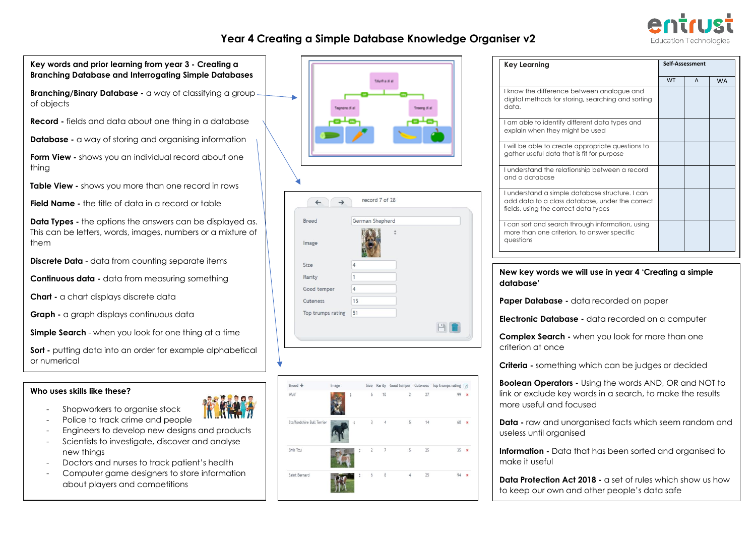# Year 4 Creating a Simple Database Knowledge Organiser v2

**Key words and prior learning from year 3 - Creating a Branching Database and Interrogating Simple Databases**

**Branching/Binary Database -** a way of classifying a group of objects

**Record -** fields and data about one thing in a database

**Database -** a way of storing and organising information

**Form View -** shows you an individual record about one thing

**Table View -** shows you more than one record in rows

**Field Name -** the title of data in a record or table

**Data Types -** the options the answers can be displayed as. This can be letters, words, images, numbers or a mixture of them

**Discrete Data** - data from counting separate items

**Continuous data -** data from measuring something

**Chart -** a chart displays discrete data

**Graph -** a graph displays continuous data

**Simple Search** - when you look for one thing at a time

**Sort -** putting data into an order for example alphabetical or numerical

**Who uses skills like these?**

- Shopworkers to organise stock
- Police to track crime and people
- Engineers to develop new designs and products
- Scientists to investigate, discover and analyse new things
- Doctors and nurses to track patient's health
- Computer game designers to store information about players and competitions

| Breed | Image | Size | Rarity | Good temper | Cuteness | Top trumps rating |
|---|---|---|---|---|---|---|
| Wolf | | 6 | 10 | 2 | 27 | 99 |
| Staffordshire Bull Terrier | | 3 | 4 | 5 | 14 | 60 |
| Shih Tzu | | 2 | 7 | 5 | 25 | 35 |
| Saint Bernard | | 6 | 8 | 4 | 25 | 94 |

record 7 of 28

- Breed: German Shepherd
- Image
- Size: 4
- Rarity: 1
- Good temper: 4
- Cuteness: 15
- Top trumps rating: 51

| Key Learning | Self-Assessment | | |
|---|---|---|---|
| | WT | A | WA |
| I know the difference between analogue and digital methods for storing, searching and sorting data. | | | |
| I am able to identify different data types and explain when they might be used | | | |
| I will be able to create appropriate questions to gather useful data that is fit for purpose | | | |
| I understand the relationship between a record and a database | | | |
| I understand a simple database structure. I can add data to a class database, under the correct fields, using the correct data types | | | |
| I can sort and search through information, using more than one criterion, to answer specific questions | | | |

**New key words we will use in year 4 'Creating a simple database'**

**Paper Database -** data recorded on paper

**Electronic Database -** data recorded on a computer

**Complex Search -** when you look for more than one criterion at once

**Criteria -** something which can be judges or decided

**Boolean Operators -** Using the words AND, OR and NOT to link or exclude key words in a search, to make the results more useful and focused

**Data -** raw and unorganised facts which seem random and useless until organised

**Information -** Data that has been sorted and organised to make it useful

**Data Protection Act 2018 -** a set of rules which show us how to keep our own and other people's data safe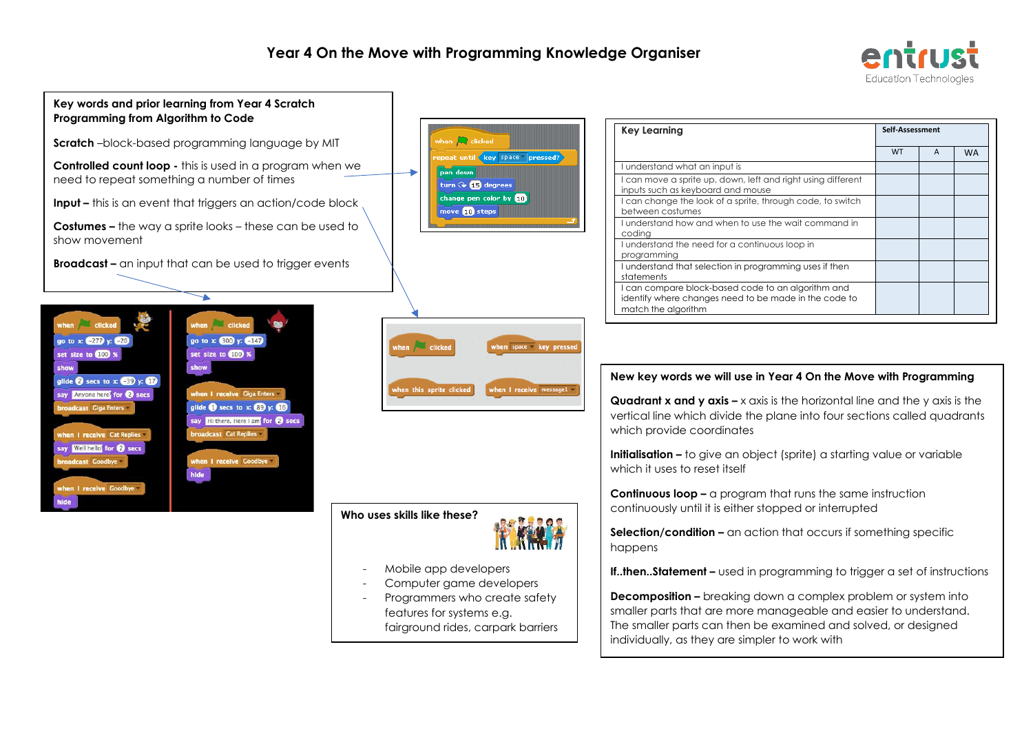# Year 4 On the Move with Programming Knowledge Organiser

## Key words and prior learning from Year 4 Scratch Programming from Algorithm to Code

**Scratch** –block-based programming language by MIT

**Controlled count loop -** this is used in a program when we need to repeat something a number of times

**Input –** this is an event that triggers an action/code block

**Costumes –** the way a sprite looks – these can be used to show movement

**Broadcast –** an input that can be used to trigger events

```
when [green flag] clicked
repeat until <key [space] pressed?>
  pen down
  turn (15) degrees
  change pen color by (10)
  move (10) steps
```

```
when [green flag] clicked
when [space] key pressed
when this sprite clicked
when I receive [message1]
```

```
when [green flag] clicked
go to x: (-277) y: (-20)
set size to (100) %
show
glide (2) secs to x: (-39) y: (17)
say [Anyone here] for (2) secs
broadcast [Giga Enters]

when I receive [Cat Replies]
say [Well hello] for (2) secs
broadcast [Goodbye]

when I receive [Goodbye]
hide
```

```
when [green flag] clicked
go to x: (300) y: (-147)
set size to (100) %
show

when I receive [Giga Enters]
glide (1) secs to x: (89) y: (16)
say [Hi there. Here I am] for (2) secs
broadcast [Cat Replies]

when I receive [Goodbye]
hide
```

| Key Learning | Self-Assessment | | |
|---|---|---|---|
| | WT | A | WA |
| I understand what an input is | | | |
| I can move a sprite up, down, left and right using different inputs such as keyboard and mouse | | | |
| I can change the look of a sprite, through code, to switch between costumes | | | |
| I understand how and when to use the wait command in coding | | | |
| I understand the need for a continuous loop in programming | | | |
| I understand that selection in programming uses if then statements | | | |
| I can compare block-based code to an algorithm and identify where changes need to be made in the code to match the algorithm | | | |

## New key words we will use in Year 4 On the Move with Programming

**Quadrant x and y axis –** x axis is the horizontal line and the y axis is the vertical line which divide the plane into four sections called quadrants which provide coordinates

**Initialisation –** to give an object (sprite) a starting value or variable which it uses to reset itself

**Continuous loop –** a program that runs the same instruction continuously until it is either stopped or interrupted

**Selection/condition –** an action that occurs if something specific happens

**If..then..Statement –** used in programming to trigger a set of instructions

**Decomposition –** breaking down a complex problem or system into smaller parts that are more manageable and easier to understand. The smaller parts can then be examined and solved, or designed individually, as they are simpler to work with

## Who uses skills like these?

- Mobile app developers
- Computer game developers
- Programmers who create safety features for systems e.g. fairground rides, carpark barriers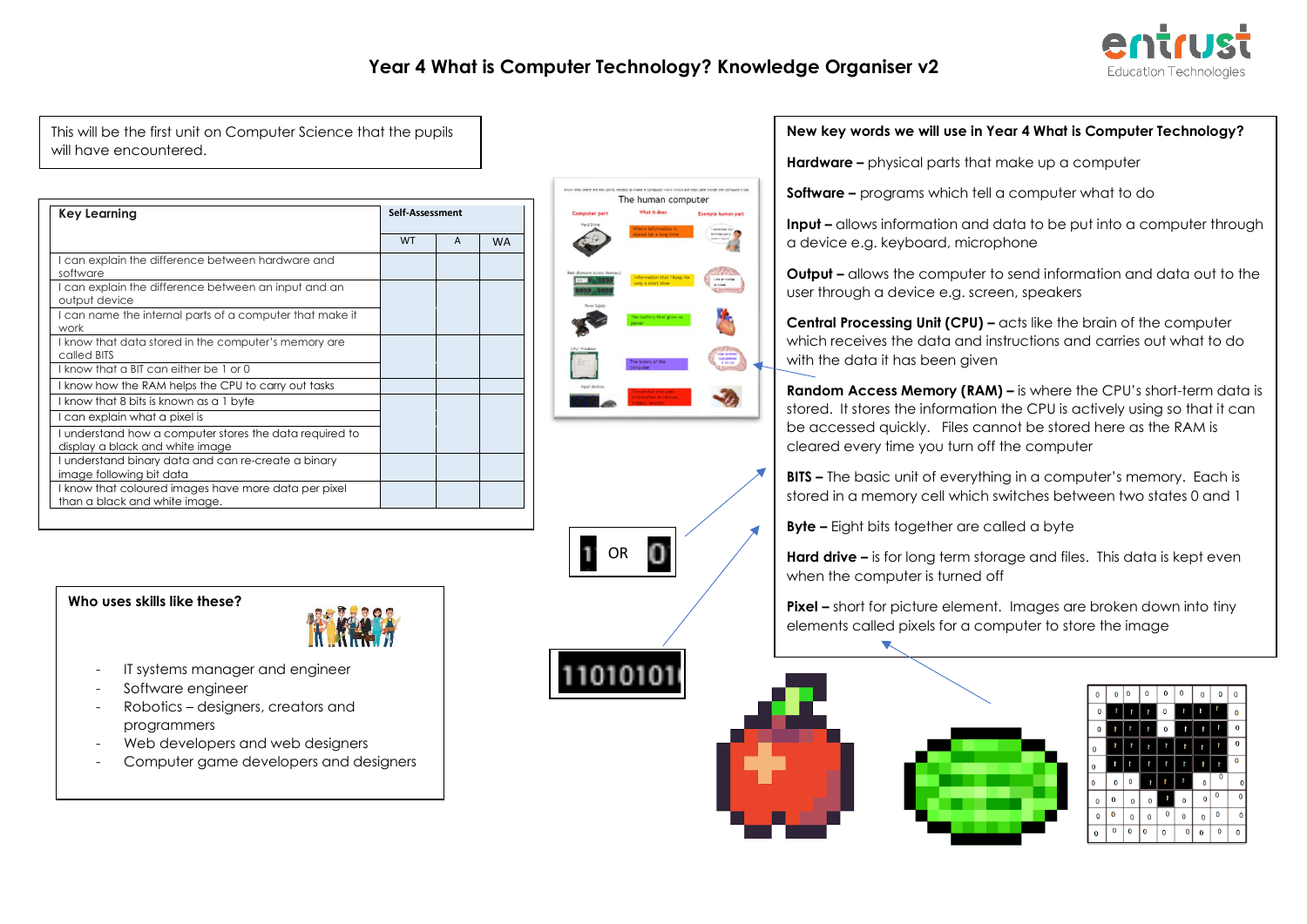# Year 4 What is Computer Technology? Knowledge Organiser v2

This will be the first unit on Computer Science that the pupils will have encountered.

| Key Learning | Self-Assessment | | |
|---|---|---|---|
| | WT | A | WA |
| I can explain the difference between hardware and software | | | |
| I can explain the difference between an input and an output device | | | |
| I can name the internal parts of a computer that make it work | | | |
| I know that data stored in the computer's memory are called BITS | | | |
| I know that a BIT can either be 1 or 0 | | | |
| I know how the RAM helps the CPU to carry out tasks | | | |
| I know that 8 bits is known as a 1 byte | | | |
| I can explain what a pixel is | | | |
| I understand how a computer stores the data required to display a black and white image | | | |
| I understand binary data and can re-create a binary image following bit data | | | |
| I know that coloured images have more data per pixel than a black and white image. | | | |

## Who uses skills like these?

- IT systems manager and engineer
- Software engineer
- Robotics – designers, creators and programmers
- Web developers and web designers
- Computer game developers and designers

## New key words we will use in Year 4 What is Computer Technology?

**Hardware –** physical parts that make up a computer

**Software –** programs which tell a computer what to do

**Input –** allows information and data to be put into a computer through a device e.g. keyboard, microphone

**Output –** allows the computer to send information and data out to the user through a device e.g. screen, speakers

**Central Processing Unit (CPU) –** acts like the brain of the computer which receives the data and instructions and carries out what to do with the data it has been given

**Random Access Memory (RAM) –** is where the CPU's short-term data is stored. It stores the information the CPU is actively using so that it can be accessed quickly. Files cannot be stored here as the RAM is cleared every time you turn off the computer

**BITS –** The basic unit of everything in a computer's memory. Each is stored in a memory cell which switches between two states 0 and 1

**Byte –** Eight bits together are called a byte

**Hard drive –** is for long term storage and files. This data is kept even when the computer is turned off

**Pixel –** short for picture element. Images are broken down into tiny elements called pixels for a computer to store the image

1 OR 0

11010101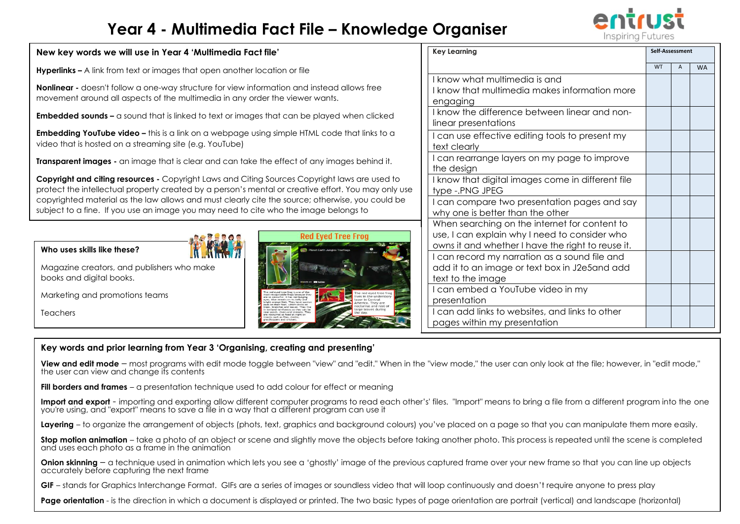# Year 4 - Multimedia Fact File – Knowledge Organiser

## New key words we will use in Year 4 'Multimedia Fact file'

**Hyperlinks –** A link from text or images that open another location or file

**Nonlinear -** doesn't follow a one-way structure for view information and instead allows free movement around all aspects of the multimedia in any order the viewer wants.

**Embedded sounds –** a sound that is linked to text or images that can be played when clicked

**Embedding YouTube video –** this is a link on a webpage using simple HTML code that links to a video that is hosted on a streaming site (e.g. YouTube)

**Transparent images -** an image that is clear and can take the effect of any images behind it.

**Copyright and citing resources -** Copyright Laws and Citing Sources Copyright laws are used to protect the intellectual property created by a person's mental or creative effort. You may only use copyrighted material as the law allows and must clearly cite the source; otherwise, you could be subject to a fine. If you use an image you may need to cite who the image belongs to

## Who uses skills like these?

Magazine creators, and publishers who make books and digital books.

Marketing and promotions teams

Teachers

| Key Learning | Self-Assessment | | |
|---|---|---|---|
| | WT | A | WA |
| I know what multimedia is and I know that multimedia makes information more engaging | | | |
| I know the difference between linear and non-linear presentations | | | |
| I can use effective editing tools to present my text clearly | | | |
| I can rearrange layers on my page to improve the design | | | |
| I know that digital images come in different file type -.PNG JPEG | | | |
| I can compare two presentation pages and say why one is better than the other | | | |
| When searching on the internet for content to use, I can explain why I need to consider who owns it and whether I have the right to reuse it. | | | |
| I can record my narration as a sound file and add it to an image or text box in J2e5and add text to the image | | | |
| I can embed a YouTube video in my presentation | | | |
| I can add links to websites, and links to other pages within my presentation | | | |

## Key words and prior learning from Year 3 'Organising, creating and presenting'

**View and edit mode** – most programs with edit mode toggle between "view" and "edit." When in the "view mode," the user can only look at the file; however, in "edit mode," the user can view and change its contents

**Fill borders and frames** – a presentation technique used to add colour for effect or meaning

**Import and export** - importing and exporting allow different computer programs to read each other's' files. "Import" means to bring a file from a different program into the one you're using, and "export" means to save a file in a way that a different program can use it

**Layering** – to organize the arrangement of objects (phots, text, graphics and background colours) you've placed on a page so that you can manipulate them more easily.

**Stop motion animation** – take a photo of an object or scene and slightly move the objects before taking another photo. This process is repeated until the scene is completed and uses each photo as a frame in the animation

**Onion skinning** – a technique used in animation which lets you see a 'ghostly' image of the previous captured frame over your new frame so that you can line up objects accurately before capturing the next frame

**GIF** – stands for Graphics Interchange Format. GIFs are a series of images or soundless video that will loop continuously and doesn't require anyone to press play

**Page orientation** - is the direction in which a document is displayed or printed. The two basic types of page orientation are portrait (vertical) and landscape (horizontal)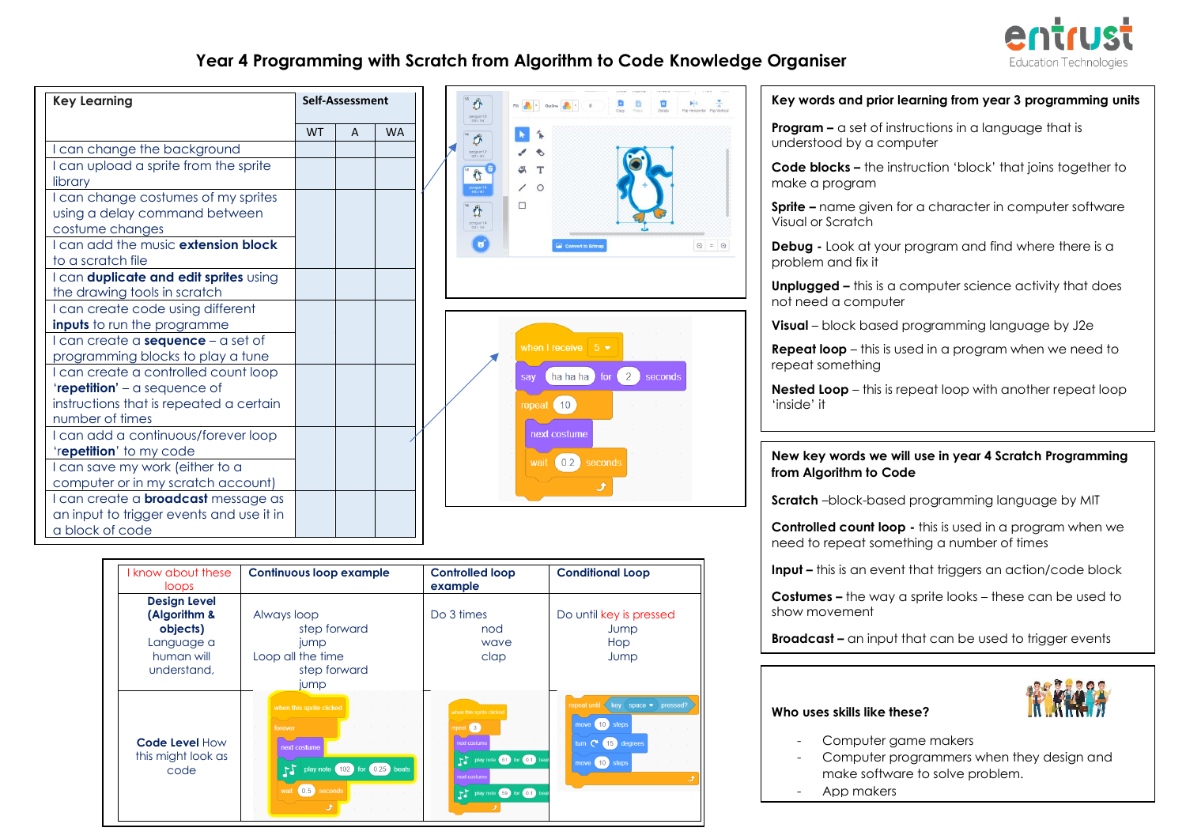# Year 4 Programming with Scratch from Algorithm to Code Knowledge Organiser

| Key Learning | Self-Assessment | | |
|---|---|---|---|
| | WT | A | WA |
| I can change the background | | | |
| I can upload a sprite from the sprite library | | | |
| I can change costumes of my sprites using a delay command between costume changes | | | |
| I can add the music **extension block** to a scratch file | | | |
| I can **duplicate and edit sprites** using the drawing tools in scratch | | | |
| I can create code using different **inputs** to run the programme | | | |
| I can create a **sequence** – a set of programming blocks to play a tune | | | |
| I can create a controlled count loop '**repetition**' – a sequence of instructions that is repeated a certain number of times | | | |
| I can add a continuous/forever loop '**repetition**' to my code | | | |
| I can save my work (either to a computer or in my scratch account) | | | |
| I can create a **broadcast** message as an input to trigger events and use it in a block of code | | | |

```
when I receive 5
say ha ha ha for 2 seconds
repeat 10
    next costume
    wait 0.2 seconds
```

## Key words and prior learning from year 3 programming units

**Program –** a set of instructions in a language that is understood by a computer

**Code blocks –** the instruction 'block' that joins together to make a program

**Sprite –** name given for a character in computer software Visual or Scratch

**Debug** - Look at your program and find where there is a problem and fix it

**Unplugged –** this is a computer science activity that does not need a computer

**Visual** – block based programming language by J2e

**Repeat loop** – this is used in a program when we need to repeat something

**Nested Loop** – this is repeat loop with another repeat loop 'inside' it

## New key words we will use in year 4 Scratch Programming from Algorithm to Code

**Scratch** –block-based programming language by MIT

**Controlled count loop** - this is used in a program when we need to repeat something a number of times

**Input –** this is an event that triggers an action/code block

**Costumes –** the way a sprite looks – these can be used to show movement

**Broadcast –** an input that can be used to trigger events

| I know about these loops | Continuous loop example | Controlled loop example | Conditional Loop |
|---|---|---|---|
| **Design Level (Algorithm & objects)** Language a human will understand, | Always loop<br>step forward<br>jump<br>Loop all the time<br>step forward<br>jump | Do 3 times<br>nod<br>wave<br>clap | Do until key is pressed<br>Jump<br>Hop<br>Jump |
| **Code Level** How this might look as code | when this sprite clicked<br>forever<br>next costume<br>play note 102 for 0.25 beats<br>wait 0.5 seconds | when this sprite clicked<br>repeat 3<br>next costume<br>play note 61 for 0.1 beats<br>next costume<br>play note 59 for 0.1 beats | repeat until key space pressed?<br>move 10 steps<br>turn 15 degrees<br>move 10 steps |

## Who uses skills like these?

- Computer game makers
- Computer programmers when they design and make software to solve problem.
- App makers